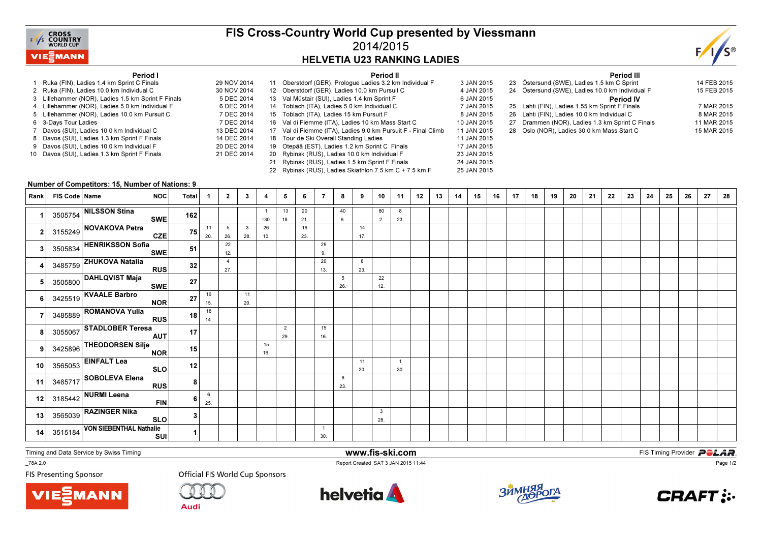# FIS Cross-Country World Cup presented by Viessmann

## 2014/2015

## HELVETIA U23 RANKING LADIES

### Period I

1. Ruka (FIN), Ladies 1.4 km Sprint C Finals — 29 NOV 2014
2. Ruka (FIN), Ladies 10.0 km Individual C — 30 NOV 2014
3. Lillehammer (NOR), Ladies 1.5 km Sprint F Finals — 5 DEC 2014
4. Lillehammer (NOR), Ladies 5.0 km Individual F — 6 DEC 2014
5. Lillehammer (NOR), Ladies 10.0 km Pursuit C — 7 DEC 2014
6. 3-Days Tour Ladies — 7 DEC 2014
7. Davos (SUI), Ladies 10.0 km Individual C — 13 DEC 2014
8. Davos (SUI), Ladies 1.3 km Sprint F Finals — 14 DEC 2014
9. Davos (SUI), Ladies 10.0 km Individual F — 20 DEC 2014
10. Davos (SUI), Ladies 1.3 km Sprint F Finals — 21 DEC 2014

### Period II

11. Oberstdorf (GER), Prologue Ladies 3.2 km Individual F — 3 JAN 2015
12. Oberstdorf (GER), Ladies 10.0 km Pursuit C — 4 JAN 2015
13. Val Müstair (SUI), Ladies 1.4 km Sprint F — 6 JAN 2015
14. Toblach (ITA), Ladies 5.0 km Individual C — 7 JAN 2015
15. Toblach (ITA), Ladies 15 km Pursuit F — 8 JAN 2015
16. Val di Fiemme (ITA), Ladies 10 km Mass Start C — 10 JAN 2015
17. Val di Fiemme (ITA), Ladies 9.0 km Pursuit F - Final Climb — 11 JAN 2015
18. Tour de Ski Overall Standing Ladies — 11 JAN 2015
19. Otepää (EST), Ladies 1.2 km Sprint C Finals — 17 JAN 2015
20. Rybinsk (RUS), Ladies 10.0 km Individual F — 23 JAN 2015
21. Rybinsk (RUS), Ladies 1.5 km Sprint F Finals — 24 JAN 2015
22. Rybinsk (RUS), Ladies Skiathlon 7.5 km C + 7.5 km F — 25 JAN 2015

### Period III

23. Östersund (SWE), Ladies 1.5 km C Sprint — 14 FEB 2015
24. Östersund (SWE), Ladies 10.0 km Individual F — 15 FEB 2015

### Period IV

25. Lahti (FIN), Ladies 1.55 km Sprint F Finals — 7 MAR 2015
26. Lahti (FIN), Ladies 10.0 km Individual C — 8 MAR 2015
27. Drammen (NOR), Ladies 1.3 km Sprint C Finals — 11 MAR 2015
28. Oslo (NOR), Ladies 30.0 km Mass Start C — 15 MAR 2015

**Number of Competitors: 15, Number of Nations: 9**

| Rank | FIS Code | Name | NOC | Total | 1 | 2 | 3 | 4 | 5 | 6 | 7 | 8 | 9 | 10 | 11 | 12 | 13 | 14 | 15 | 16 | 17 | 18 | 19 | 20 | 21 | 22 | 23 | 24 | 25 | 26 | 27 | 28 |
|---|---|---|---|---|---|---|---|---|---|---|---|---|---|---|---|---|---|---|---|---|---|---|---|---|---|---|---|---|---|---|---|---|
| 1 | 3505754 | NILSSON Stina | SWE | 162 | | | | 1 =30. | 13 18. | 20 21. | | 40 6. | | 80 2. | 8 23. | | | | | | | | | | | | | | | | | |
| 2 | 3155249 | NOVAKOVA Petra | CZE | 75 | 11 20. | 5 26. | 3 28. | 26 10. | | 16 23. | | | 14 17. | | | | | | | | | | | | | | | | | | | |
| 3 | 3505834 | HENRIKSSON Sofia | SWE | 51 | | 22 12. | | | | | 29 9. | | | | | | | | | | | | | | | | | | | | | |
| 4 | 3485759 | ZHUKOVA Natalia | RUS | 32 | | 4 27. | | | | | 20 13. | | 8 23. | | | | | | | | | | | | | | | | | | | |
| 5 | 3505800 | DAHLQVIST Maja | SWE | 27 | | | | | | | | 5 26. | | 22 12. | | | | | | | | | | | | | | | | | | |
| 6 | 3425519 | KVAALE Barbro | NOR | 27 | 16 15. | | 11 20. | | | | | | | | | | | | | | | | | | | | | | | | | |
| 7 | 3485889 | ROMANOVA Yulia | RUS | 18 | 18 14. | | | | | | | | | | | | | | | | | | | | | | | | | | | |
| 8 | 3055067 | STADLOBER Teresa | AUT | 17 | | | | | 2 29. | | 15 16. | | | | | | | | | | | | | | | | | | | | | |
| 9 | 3425896 | THEODORSEN Silje | NOR | 15 | | | | 15 16. | | | | | | | | | | | | | | | | | | | | | | | | |
| 10 | 3565053 | EINFALT Lea | SLO | 12 | | | | | | | | | 11 20. | | 1 30. | | | | | | | | | | | | | | | | | |
| 11 | 3485717 | SOBOLEVA Elena | RUS | 8 | | | | | | | | 8 23. | | | | | | | | | | | | | | | | | | | | |
| 12 | 3185442 | NURMI Leena | FIN | 6 | 6 25. | | | | | | | | | | | | | | | | | | | | | | | | | | | |
| 13 | 3565039 | RAZINGER Nika | SLO | 3 | | | | | | | | | | 3 28. | | | | | | | | | | | | | | | | | | |
| 14 | 3515184 | VON SIEBENTHAL Nathalie | SUI | 1 | | | | | | | 1 30. | | | | | | | | | | | | | | | | | | | | | |

Timing and Data Service by Swiss Timing — www.fis-ski.com — FIS Timing Provider POLAR

_78A 2.0 — Report Created SAT 3 JAN 2015 11:44

FIS Presenting Sponsor: Viessmann — Official FIS World Cup Sponsors: Audi, helvetia, Зимняя Дорога, CRAFT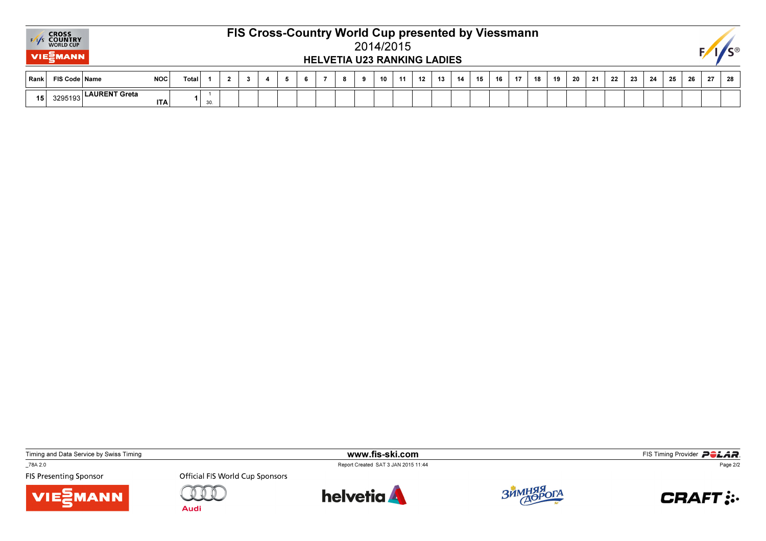# FIS Cross-Country World Cup presented by Viessmann

2014/2015

## HELVETIA U23 RANKING LADIES

| Rank | FIS Code | Name | NOC | Total | 1 | 2 | 3 | 4 | 5 | 6 | 7 | 8 | 9 | 10 | 11 | 12 | 13 | 14 | 15 | 16 | 17 | 18 | 19 | 20 | 21 | 22 | 23 | 24 | 25 | 26 | 27 | 28 |
|---|---|---|---|---|---|---|---|---|---|---|---|---|---|---|---|---|---|---|---|---|---|---|---|---|---|---|---|---|---|---|---|---|
| 15 | 3295193 | LAURENT Greta | ITA | 1 | 1 30. | | | | | | | | | | | | | | | | | | | | | | | | | | | |

Timing and Data Service by Swiss Timing

www.fis-ski.com

FIS Timing Provider POLAR

_78A 2.0

Report Created SAT 3 JAN 2015 11:44

FIS Presenting Sponsor

Official FIS World Cup Sponsors